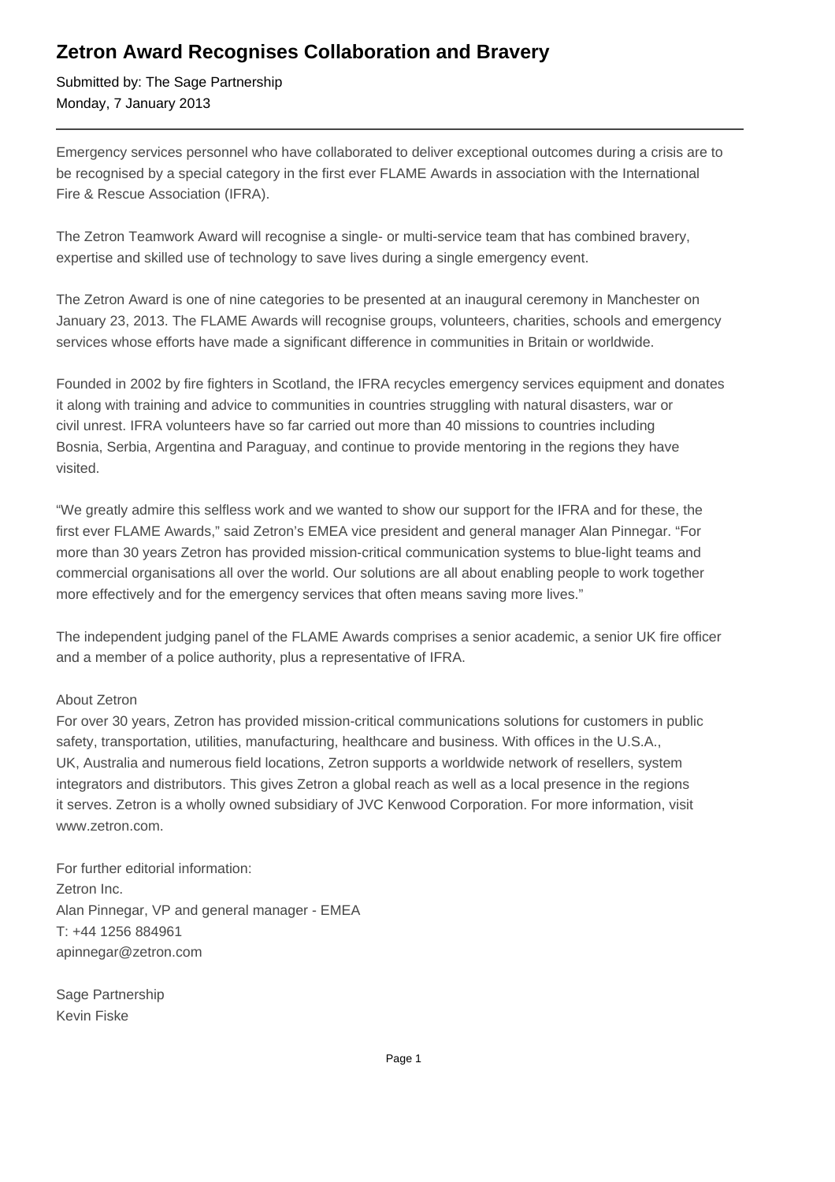# Zetron Award Recognises Collaboration and Bravery

Submitted by: The Sage Partnership
Monday, 7 January 2013

---

Emergency services personnel who have collaborated to deliver exceptional outcomes during a crisis are to be recognised by a special category in the first ever FLAME Awards in association with the International Fire & Rescue Association (IFRA).

The Zetron Teamwork Award will recognise a single- or multi-service team that has combined bravery, expertise and skilled use of technology to save lives during a single emergency event.

The Zetron Award is one of nine categories to be presented at an inaugural ceremony in Manchester on January 23, 2013. The FLAME Awards will recognise groups, volunteers, charities, schools and emergency services whose efforts have made a significant difference in communities in Britain or worldwide.

Founded in 2002 by fire fighters in Scotland, the IFRA recycles emergency services equipment and donates it along with training and advice to communities in countries struggling with natural disasters, war or civil unrest. IFRA volunteers have so far carried out more than 40 missions to countries including Bosnia, Serbia, Argentina and Paraguay, and continue to provide mentoring in the regions they have visited.

"We greatly admire this selfless work and we wanted to show our support for the IFRA and for these, the first ever FLAME Awards," said Zetron's EMEA vice president and general manager Alan Pinnegar. "For more than 30 years Zetron has provided mission-critical communication systems to blue-light teams and commercial organisations all over the world. Our solutions are all about enabling people to work together more effectively and for the emergency services that often means saving more lives."

The independent judging panel of the FLAME Awards comprises a senior academic, a senior UK fire officer and a member of a police authority, plus a representative of IFRA.

About Zetron
For over 30 years, Zetron has provided mission-critical communications solutions for customers in public safety, transportation, utilities, manufacturing, healthcare and business. With offices in the U.S.A., UK, Australia and numerous field locations, Zetron supports a worldwide network of resellers, system integrators and distributors. This gives Zetron a global reach as well as a local presence in the regions it serves. Zetron is a wholly owned subsidiary of JVC Kenwood Corporation. For more information, visit www.zetron.com.

For further editorial information:
Zetron Inc.
Alan Pinnegar, VP and general manager - EMEA
T: +44 1256 884961
apinnegar@zetron.com

Sage Partnership
Kevin Fiske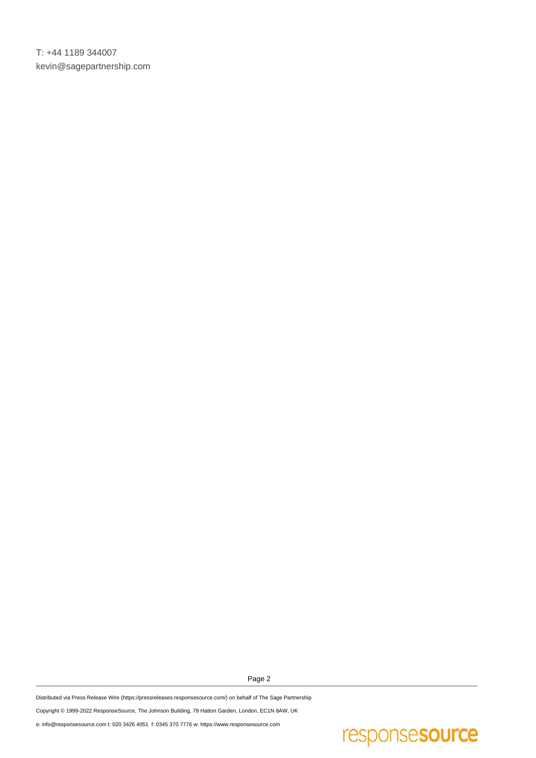T: +44 1189 344007
kevin@sagepartnership.com